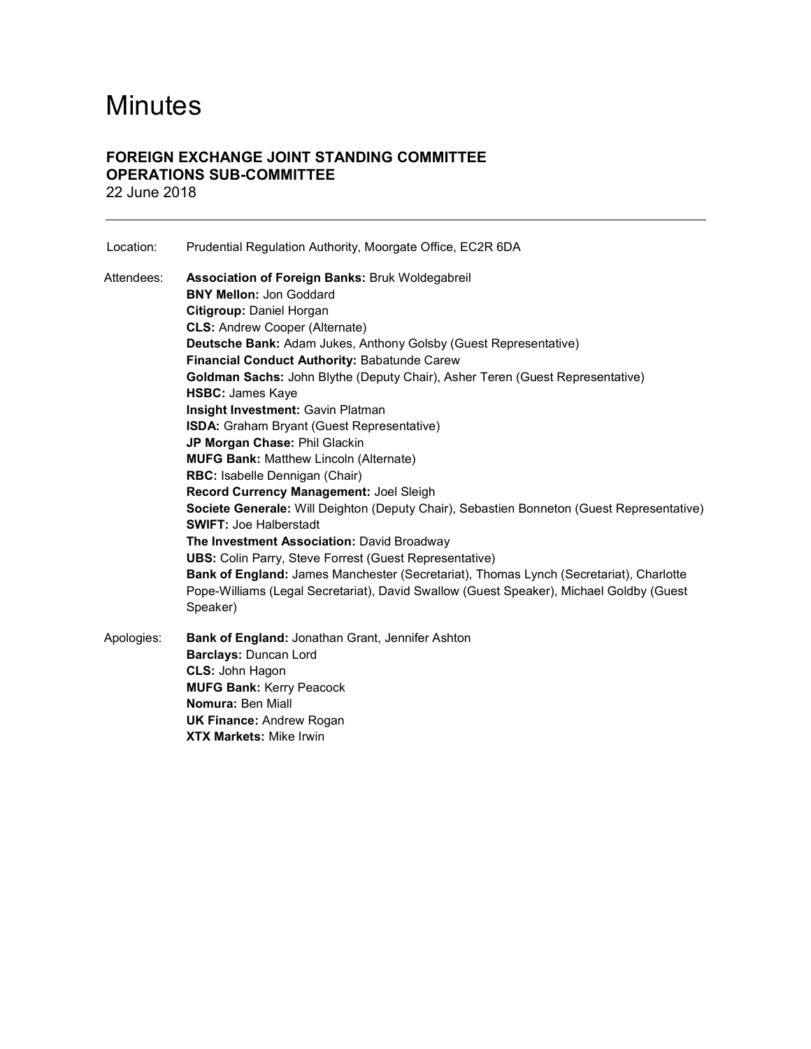# Minutes

## FOREIGN EXCHANGE JOINT STANDING COMMITTEE
## OPERATIONS SUB-COMMITTEE

22 June 2018

---

Location: Prudential Regulation Authority, Moorgate Office, EC2R 6DA

Attendees:

**Association of Foreign Banks:** Bruk Woldegabreil
**BNY Mellon:** Jon Goddard
**Citigroup:** Daniel Horgan
**CLS:** Andrew Cooper (Alternate)
**Deutsche Bank:** Adam Jukes, Anthony Golsby (Guest Representative)
**Financial Conduct Authority:** Babatunde Carew
**Goldman Sachs:** John Blythe (Deputy Chair), Asher Teren (Guest Representative)
**HSBC:** James Kaye
**Insight Investment:** Gavin Platman
**ISDA:** Graham Bryant (Guest Representative)
**JP Morgan Chase:** Phil Glackin
**MUFG Bank:** Matthew Lincoln (Alternate)
**RBC:** Isabelle Dennigan (Chair)
**Record Currency Management:** Joel Sleigh
**Societe Generale:** Will Deighton (Deputy Chair), Sebastien Bonneton (Guest Representative)
**SWIFT:** Joe Halberstadt
**The Investment Association:** David Broadway
**UBS:** Colin Parry, Steve Forrest (Guest Representative)
**Bank of England:** James Manchester (Secretariat), Thomas Lynch (Secretariat), Charlotte Pope-Williams (Legal Secretariat), David Swallow (Guest Speaker), Michael Goldby (Guest Speaker)

Apologies:

**Bank of England:** Jonathan Grant, Jennifer Ashton
**Barclays:** Duncan Lord
**CLS:** John Hagon
**MUFG Bank:** Kerry Peacock
**Nomura:** Ben Miall
**UK Finance:** Andrew Rogan
**XTX Markets:** Mike Irwin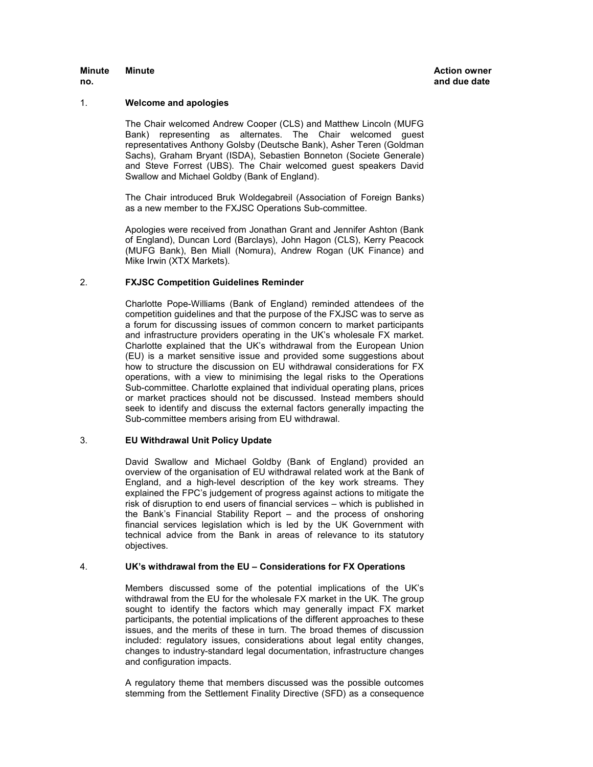| Minute no. | Minute | Action owner and due date |
|---|---|---|

1. **Welcome and apologies**

The Chair welcomed Andrew Cooper (CLS) and Matthew Lincoln (MUFG Bank) representing as alternates. The Chair welcomed guest representatives Anthony Golsby (Deutsche Bank), Asher Teren (Goldman Sachs), Graham Bryant (ISDA), Sebastien Bonneton (Societe Generale) and Steve Forrest (UBS). The Chair welcomed guest speakers David Swallow and Michael Goldby (Bank of England).

The Chair introduced Bruk Woldegabreil (Association of Foreign Banks) as a new member to the FXJSC Operations Sub-committee.

Apologies were received from Jonathan Grant and Jennifer Ashton (Bank of England), Duncan Lord (Barclays), John Hagon (CLS), Kerry Peacock (MUFG Bank), Ben Miall (Nomura), Andrew Rogan (UK Finance) and Mike Irwin (XTX Markets).

2. **FXJSC Competition Guidelines Reminder**

Charlotte Pope-Williams (Bank of England) reminded attendees of the competition guidelines and that the purpose of the FXJSC was to serve as a forum for discussing issues of common concern to market participants and infrastructure providers operating in the UK's wholesale FX market. Charlotte explained that the UK's withdrawal from the European Union (EU) is a market sensitive issue and provided some suggestions about how to structure the discussion on EU withdrawal considerations for FX operations, with a view to minimising the legal risks to the Operations Sub-committee. Charlotte explained that individual operating plans, prices or market practices should not be discussed. Instead members should seek to identify and discuss the external factors generally impacting the Sub-committee members arising from EU withdrawal.

3. **EU Withdrawal Unit Policy Update**

David Swallow and Michael Goldby (Bank of England) provided an overview of the organisation of EU withdrawal related work at the Bank of England, and a high-level description of the key work streams. They explained the FPC's judgement of progress against actions to mitigate the risk of disruption to end users of financial services – which is published in the Bank's Financial Stability Report – and the process of onshoring financial services legislation which is led by the UK Government with technical advice from the Bank in areas of relevance to its statutory objectives.

4. **UK's withdrawal from the EU – Considerations for FX Operations**

Members discussed some of the potential implications of the UK's withdrawal from the EU for the wholesale FX market in the UK. The group sought to identify the factors which may generally impact FX market participants, the potential implications of the different approaches to these issues, and the merits of these in turn. The broad themes of discussion included: regulatory issues, considerations about legal entity changes, changes to industry-standard legal documentation, infrastructure changes and configuration impacts.

A regulatory theme that members discussed was the possible outcomes stemming from the Settlement Finality Directive (SFD) as a consequence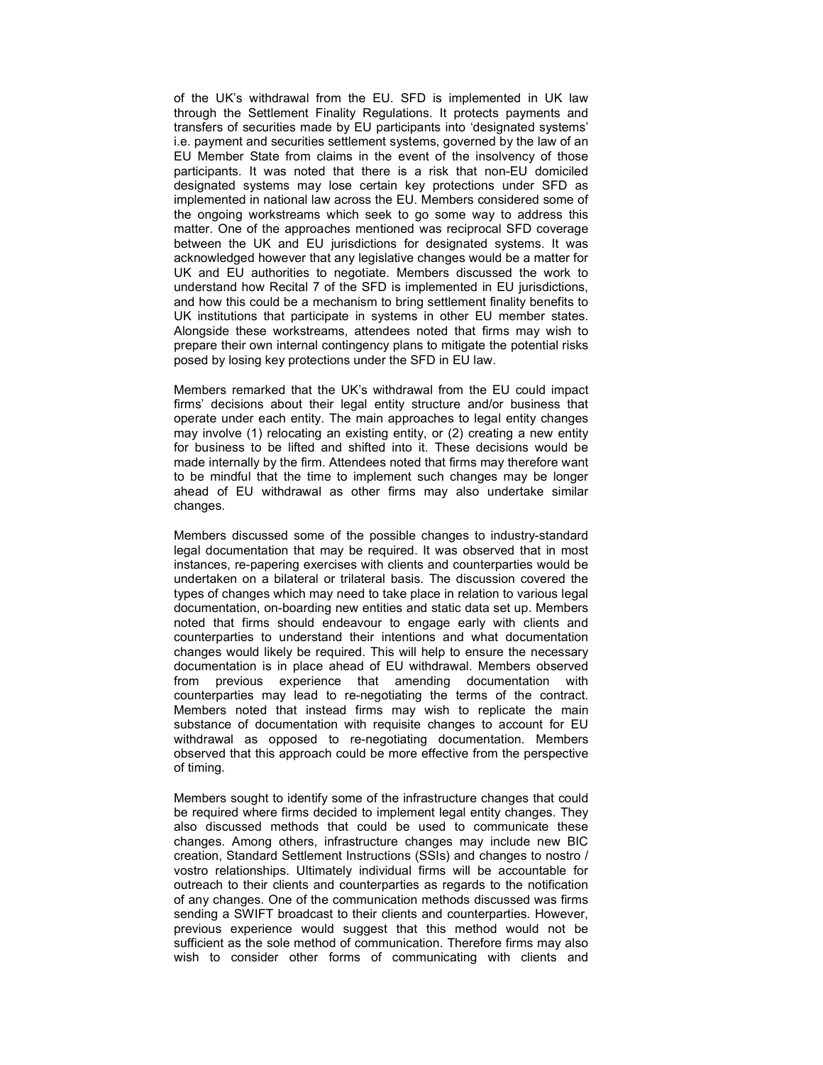of the UK's withdrawal from the EU. SFD is implemented in UK law through the Settlement Finality Regulations. It protects payments and transfers of securities made by EU participants into 'designated systems' i.e. payment and securities settlement systems, governed by the law of an EU Member State from claims in the event of the insolvency of those participants. It was noted that there is a risk that non-EU domiciled designated systems may lose certain key protections under SFD as implemented in national law across the EU. Members considered some of the ongoing workstreams which seek to go some way to address this matter. One of the approaches mentioned was reciprocal SFD coverage between the UK and EU jurisdictions for designated systems. It was acknowledged however that any legislative changes would be a matter for UK and EU authorities to negotiate. Members discussed the work to understand how Recital 7 of the SFD is implemented in EU jurisdictions, and how this could be a mechanism to bring settlement finality benefits to UK institutions that participate in systems in other EU member states. Alongside these workstreams, attendees noted that firms may wish to prepare their own internal contingency plans to mitigate the potential risks posed by losing key protections under the SFD in EU law.

Members remarked that the UK's withdrawal from the EU could impact firms' decisions about their legal entity structure and/or business that operate under each entity. The main approaches to legal entity changes may involve (1) relocating an existing entity, or (2) creating a new entity for business to be lifted and shifted into it. These decisions would be made internally by the firm. Attendees noted that firms may therefore want to be mindful that the time to implement such changes may be longer ahead of EU withdrawal as other firms may also undertake similar changes.

Members discussed some of the possible changes to industry-standard legal documentation that may be required. It was observed that in most instances, re-papering exercises with clients and counterparties would be undertaken on a bilateral or trilateral basis. The discussion covered the types of changes which may need to take place in relation to various legal documentation, on-boarding new entities and static data set up. Members noted that firms should endeavour to engage early with clients and counterparties to understand their intentions and what documentation changes would likely be required. This will help to ensure the necessary documentation is in place ahead of EU withdrawal. Members observed from previous experience that amending documentation with counterparties may lead to re-negotiating the terms of the contract. Members noted that instead firms may wish to replicate the main substance of documentation with requisite changes to account for EU withdrawal as opposed to re-negotiating documentation. Members observed that this approach could be more effective from the perspective of timing.

Members sought to identify some of the infrastructure changes that could be required where firms decided to implement legal entity changes. They also discussed methods that could be used to communicate these changes. Among others, infrastructure changes may include new BIC creation, Standard Settlement Instructions (SSIs) and changes to nostro / vostro relationships. Ultimately individual firms will be accountable for outreach to their clients and counterparties as regards to the notification of any changes. One of the communication methods discussed was firms sending a SWIFT broadcast to their clients and counterparties. However, previous experience would suggest that this method would not be sufficient as the sole method of communication. Therefore firms may also wish to consider other forms of communicating with clients and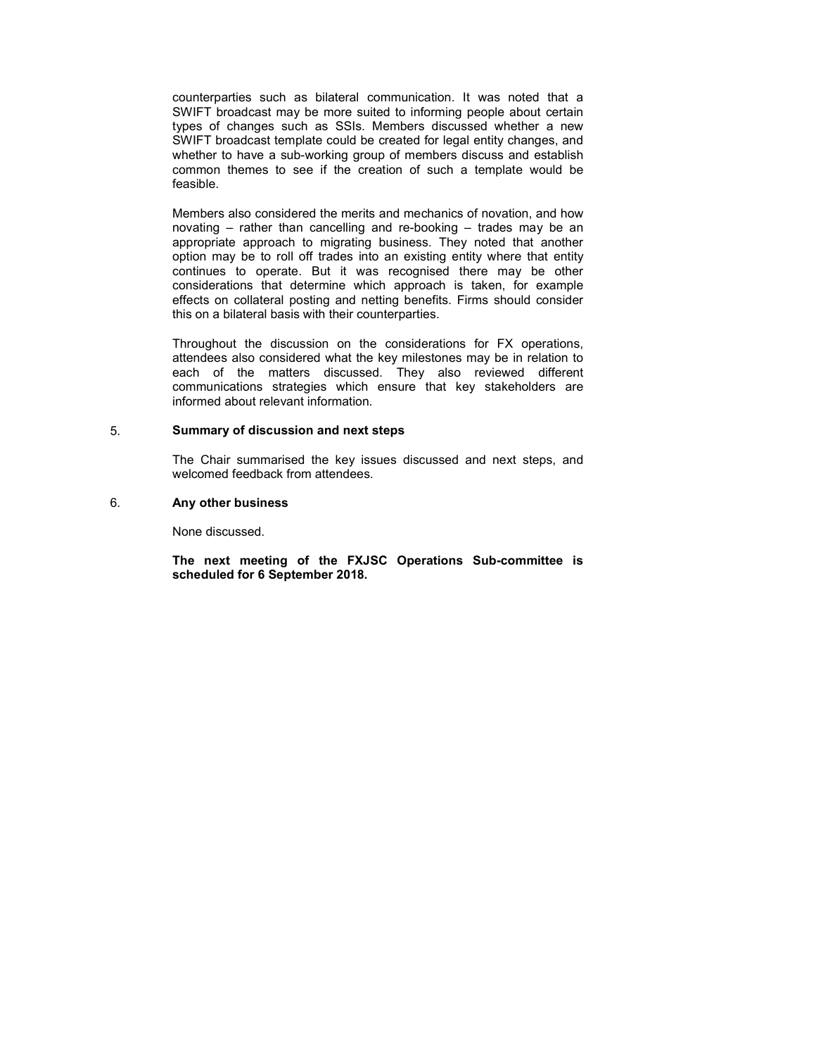counterparties such as bilateral communication. It was noted that a SWIFT broadcast may be more suited to informing people about certain types of changes such as SSIs. Members discussed whether a new SWIFT broadcast template could be created for legal entity changes, and whether to have a sub-working group of members discuss and establish common themes to see if the creation of such a template would be feasible.

Members also considered the merits and mechanics of novation, and how novating – rather than cancelling and re-booking – trades may be an appropriate approach to migrating business. They noted that another option may be to roll off trades into an existing entity where that entity continues to operate. But it was recognised there may be other considerations that determine which approach is taken, for example effects on collateral posting and netting benefits. Firms should consider this on a bilateral basis with their counterparties.

Throughout the discussion on the considerations for FX operations, attendees also considered what the key milestones may be in relation to each of the matters discussed. They also reviewed different communications strategies which ensure that key stakeholders are informed about relevant information.

## 5. Summary of discussion and next steps

The Chair summarised the key issues discussed and next steps, and welcomed feedback from attendees.

## 6. Any other business

None discussed.

**The next meeting of the FXJSC Operations Sub-committee is scheduled for 6 September 2018.**